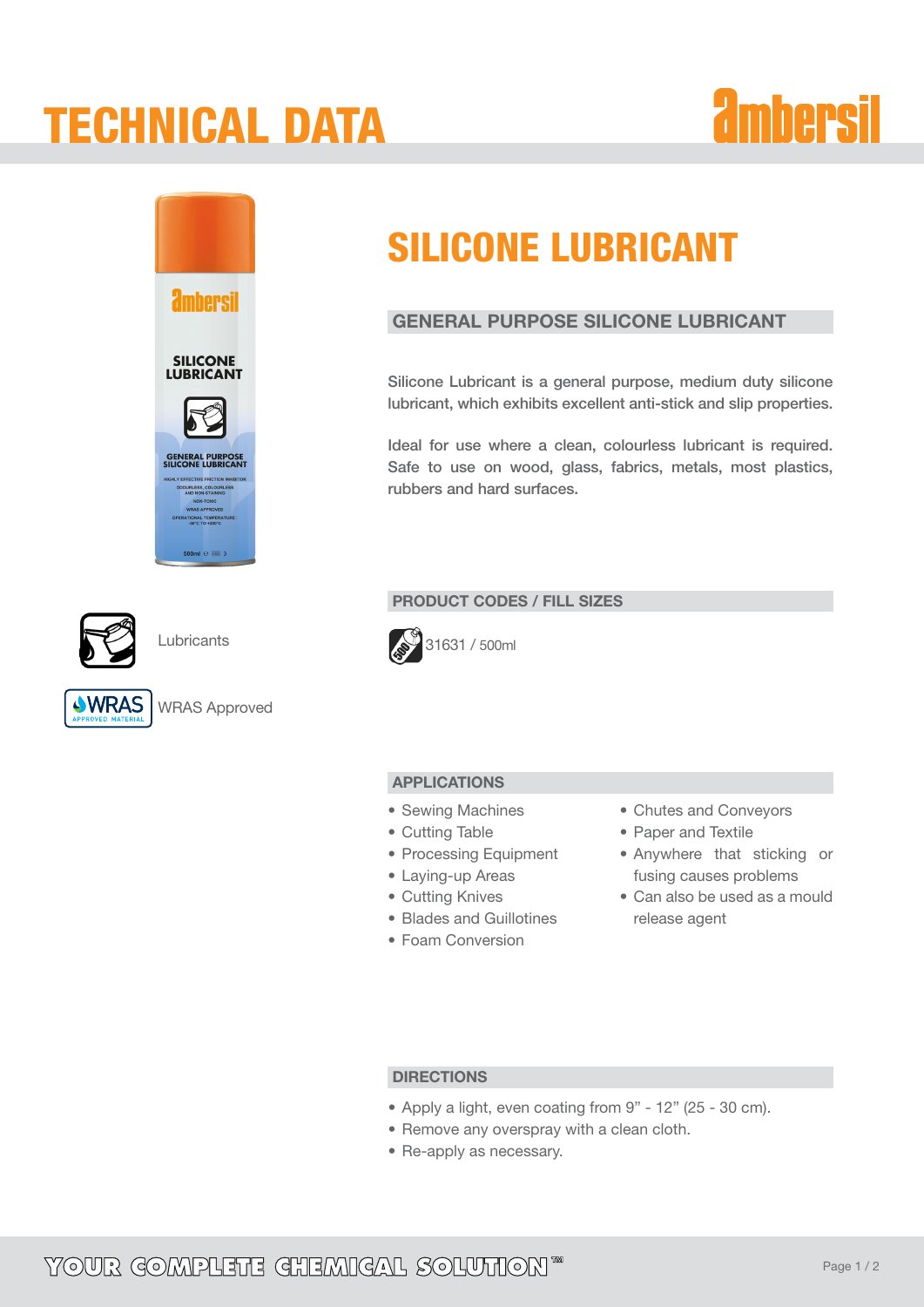# TECHNICAL DATA

ambersil

# SILICONE LUBRICANT

## GENERAL PURPOSE SILICONE LUBRICANT

Silicone Lubricant is a general purpose, medium duty silicone lubricant, which exhibits excellent anti-stick and slip properties.

Ideal for use where a clean, colourless lubricant is required. Safe to use on wood, glass, fabrics, metals, most plastics, rubbers and hard surfaces.

Lubricants

WRAS Approved

## PRODUCT CODES / FILL SIZES

31631 / 500ml

## APPLICATIONS

- Sewing Machines
- Cutting Table
- Processing Equipment
- Laying-up Areas
- Cutting Knives
- Blades and Guillotines
- Foam Conversion
- Chutes and Conveyors
- Paper and Textile
- Anywhere that sticking or fusing causes problems
- Can also be used as a mould release agent

## DIRECTIONS

- Apply a light, even coating from 9" - 12" (25 - 30 cm).
- Remove any overspray with a clean cloth.
- Re-apply as necessary.

YOUR COMPLETE CHEMICAL SOLUTION™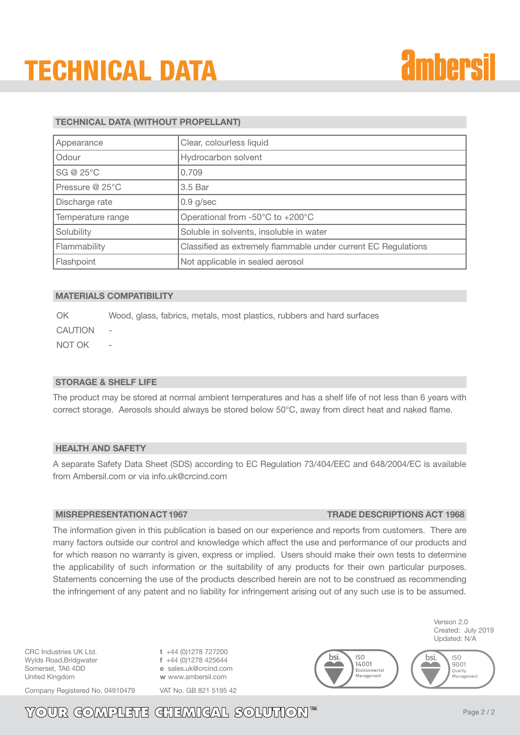# TECHNICAL DATA

## TECHNICAL DATA (WITHOUT PROPELLANT)

| | |
|---|---|
| Appearance | Clear, colourless liquid |
| Odour | Hydrocarbon solvent |
| SG @ 25°C | 0.709 |
| Pressure @ 25°C | 3.5 Bar |
| Discharge rate | 0.9 g/sec |
| Temperature range | Operational from -50°C to +200°C |
| Solubility | Soluble in solvents, insoluble in water |
| Flammability | Classified as extremely flammable under current EC Regulations |
| Flashpoint | Not applicable in sealed aerosol |

## MATERIALS COMPATIBILITY

| | |
|---|---|
| OK | Wood, glass, fabrics, metals, most plastics, rubbers and hard surfaces |
| CAUTION | - |
| NOT OK | - |

## STORAGE & SHELF LIFE

The product may be stored at normal ambient temperatures and has a shelf life of not less than 6 years with correct storage. Aerosols should always be stored below 50°C, away from direct heat and naked flame.

## HEALTH AND SAFETY

A separate Safety Data Sheet (SDS) according to EC Regulation 73/404/EEC and 648/2004/EC is available from Ambersil.com or via info.uk@crcind.com

## MISREPRESENTATION ACT 1967 TRADE DESCRIPTIONS ACT 1968

The information given in this publication is based on our experience and reports from customers. There are many factors outside our control and knowledge which affect the use and performance of our products and for which reason no warranty is given, express or implied. Users should make their own tests to determine the applicability of such information or the suitability of any products for their own particular purposes. Statements concerning the use of the products described herein are not to be construed as recommending the infringement of any patent and no liability for infringement arising out of any such use is to be assumed.

Version 2.0
Created: July 2019
Updated: N/A

CRC Industries UK Ltd.
Wylds Road,Bridgwater
Somerset, TA6 4DD
United Kingdom

Company Registered No. 04910479

t +44 (0)1278 727200
f +44 (0)1278 425644
e sales.uk@crcind.com
w www.ambersil.com

VAT No. GB 821 5195 42

bsi. ISO 14001 Environmental Management

bsi. ISO 9001 Quality Management

YOUR COMPLETE CHEMICAL SOLUTION™